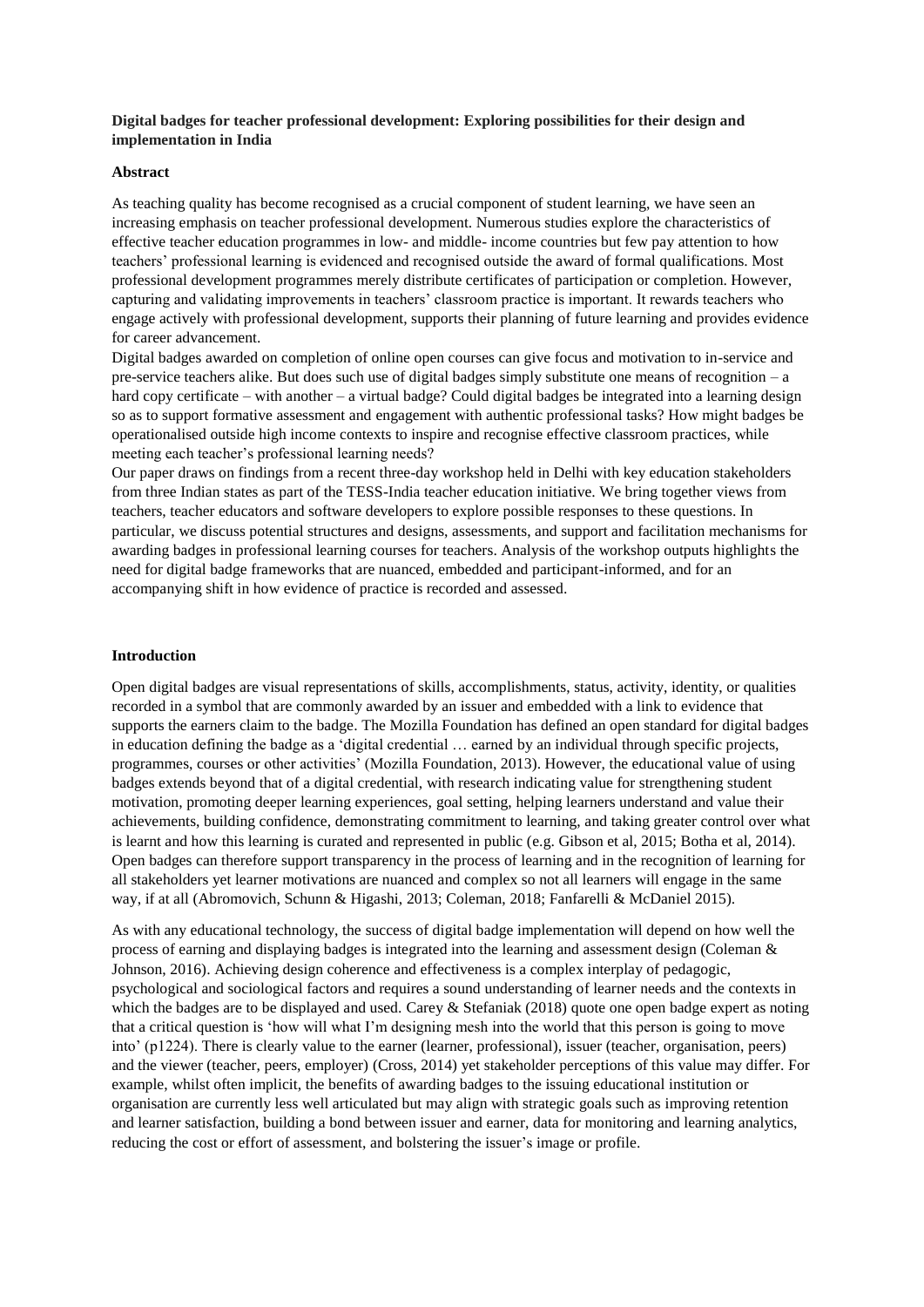**Digital badges for teacher professional development: Exploring possibilities for their design and implementation in India**

**Abstract**

As teaching quality has become recognised as a crucial component of student learning, we have seen an increasing emphasis on teacher professional development. Numerous studies explore the characteristics of effective teacher education programmes in low- and middle- income countries but few pay attention to how teachers' professional learning is evidenced and recognised outside the award of formal qualifications. Most professional development programmes merely distribute certificates of participation or completion. However, capturing and validating improvements in teachers' classroom practice is important. It rewards teachers who engage actively with professional development, supports their planning of future learning and provides evidence for career advancement.

Digital badges awarded on completion of online open courses can give focus and motivation to in-service and pre-service teachers alike. But does such use of digital badges simply substitute one means of recognition – a hard copy certificate – with another – a virtual badge? Could digital badges be integrated into a learning design so as to support formative assessment and engagement with authentic professional tasks? How might badges be operationalised outside high income contexts to inspire and recognise effective classroom practices, while meeting each teacher's professional learning needs?

Our paper draws on findings from a recent three-day workshop held in Delhi with key education stakeholders from three Indian states as part of the TESS-India teacher education initiative. We bring together views from teachers, teacher educators and software developers to explore possible responses to these questions. In particular, we discuss potential structures and designs, assessments, and support and facilitation mechanisms for awarding badges in professional learning courses for teachers. Analysis of the workshop outputs highlights the need for digital badge frameworks that are nuanced, embedded and participant-informed, and for an accompanying shift in how evidence of practice is recorded and assessed.

**Introduction**

Open digital badges are visual representations of skills, accomplishments, status, activity, identity, or qualities recorded in a symbol that are commonly awarded by an issuer and embedded with a link to evidence that supports the earners claim to the badge. The Mozilla Foundation has defined an open standard for digital badges in education defining the badge as a 'digital credential … earned by an individual through specific projects, programmes, courses or other activities' (Mozilla Foundation, 2013). However, the educational value of using badges extends beyond that of a digital credential, with research indicating value for strengthening student motivation, promoting deeper learning experiences, goal setting, helping learners understand and value their achievements, building confidence, demonstrating commitment to learning, and taking greater control over what is learnt and how this learning is curated and represented in public (e.g. Gibson et al, 2015; Botha et al, 2014). Open badges can therefore support transparency in the process of learning and in the recognition of learning for all stakeholders yet learner motivations are nuanced and complex so not all learners will engage in the same way, if at all (Abromovich, Schunn & Higashi, 2013; Coleman, 2018; Fanfarelli & McDaniel 2015).

As with any educational technology, the success of digital badge implementation will depend on how well the process of earning and displaying badges is integrated into the learning and assessment design (Coleman & Johnson, 2016). Achieving design coherence and effectiveness is a complex interplay of pedagogic, psychological and sociological factors and requires a sound understanding of learner needs and the contexts in which the badges are to be displayed and used. Carey & Stefaniak (2018) quote one open badge expert as noting that a critical question is 'how will what I'm designing mesh into the world that this person is going to move into' (p1224). There is clearly value to the earner (learner, professional), issuer (teacher, organisation, peers) and the viewer (teacher, peers, employer) (Cross, 2014) yet stakeholder perceptions of this value may differ. For example, whilst often implicit, the benefits of awarding badges to the issuing educational institution or organisation are currently less well articulated but may align with strategic goals such as improving retention and learner satisfaction, building a bond between issuer and earner, data for monitoring and learning analytics, reducing the cost or effort of assessment, and bolstering the issuer's image or profile.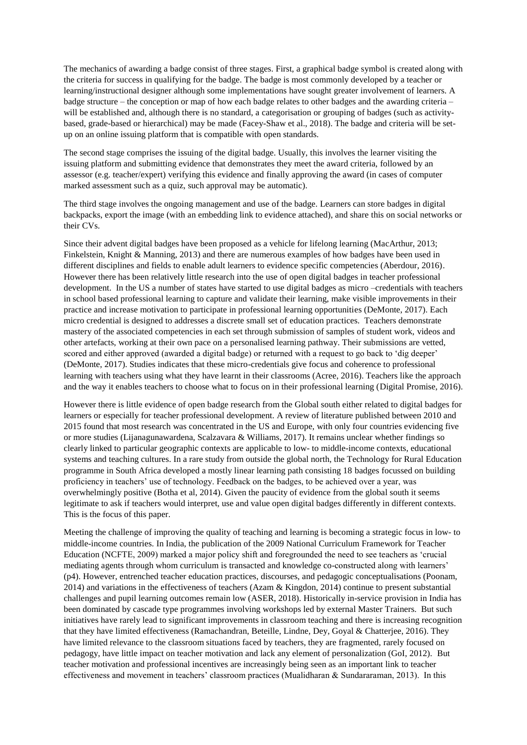The mechanics of awarding a badge consist of three stages. First, a graphical badge symbol is created along with the criteria for success in qualifying for the badge. The badge is most commonly developed by a teacher or learning/instructional designer although some implementations have sought greater involvement of learners. A badge structure – the conception or map of how each badge relates to other badges and the awarding criteria – will be established and, although there is no standard, a categorisation or grouping of badges (such as activity-based, grade-based or hierarchical) may be made (Facey-Shaw et al., 2018). The badge and criteria will be set-up on an online issuing platform that is compatible with open standards.

The second stage comprises the issuing of the digital badge. Usually, this involves the learner visiting the issuing platform and submitting evidence that demonstrates they meet the award criteria, followed by an assessor (e.g. teacher/expert) verifying this evidence and finally approving the award (in cases of computer marked assessment such as a quiz, such approval may be automatic).

The third stage involves the ongoing management and use of the badge. Learners can store badges in digital backpacks, export the image (with an embedding link to evidence attached), and share this on social networks or their CVs.

Since their advent digital badges have been proposed as a vehicle for lifelong learning (MacArthur, 2013; Finkelstein, Knight & Manning, 2013) and there are numerous examples of how badges have been used in different disciplines and fields to enable adult learners to evidence specific competencies (Aberdour, 2016). However there has been relatively little research into the use of open digital badges in teacher professional development. In the US a number of states have started to use digital badges as micro –credentials with teachers in school based professional learning to capture and validate their learning, make visible improvements in their practice and increase motivation to participate in professional learning opportunities (DeMonte, 2017). Each micro credential is designed to addresses a discrete small set of education practices. Teachers demonstrate mastery of the associated competencies in each set through submission of samples of student work, videos and other artefacts, working at their own pace on a personalised learning pathway. Their submissions are vetted, scored and either approved (awarded a digital badge) or returned with a request to go back to 'dig deeper' (DeMonte, 2017). Studies indicates that these micro-credentials give focus and coherence to professional learning with teachers using what they have learnt in their classrooms (Acree, 2016). Teachers like the approach and the way it enables teachers to choose what to focus on in their professional learning (Digital Promise, 2016).

However there is little evidence of open badge research from the Global south either related to digital badges for learners or especially for teacher professional development. A review of literature published between 2010 and 2015 found that most research was concentrated in the US and Europe, with only four countries evidencing five or more studies (Lijanagunawardena, Scalzavara & Williams, 2017). It remains unclear whether findings so clearly linked to particular geographic contexts are applicable to low- to middle-income contexts, educational systems and teaching cultures. In a rare study from outside the global north, the Technology for Rural Education programme in South Africa developed a mostly linear learning path consisting 18 badges focussed on building proficiency in teachers' use of technology. Feedback on the badges, to be achieved over a year, was overwhelmingly positive (Botha et al, 2014). Given the paucity of evidence from the global south it seems legitimate to ask if teachers would interpret, use and value open digital badges differently in different contexts. This is the focus of this paper.

Meeting the challenge of improving the quality of teaching and learning is becoming a strategic focus in low- to middle-income countries. In India, the publication of the 2009 National Curriculum Framework for Teacher Education (NCFTE, 2009) marked a major policy shift and foregrounded the need to see teachers as 'crucial mediating agents through whom curriculum is transacted and knowledge co-constructed along with learners' (p4). However, entrenched teacher education practices, discourses, and pedagogic conceptualisations (Poonam, 2014) and variations in the effectiveness of teachers (Azam & Kingdon, 2014) continue to present substantial challenges and pupil learning outcomes remain low (ASER, 2018). Historically in-service provision in India has been dominated by cascade type programmes involving workshops led by external Master Trainers. But such initiatives have rarely lead to significant improvements in classroom teaching and there is increasing recognition that they have limited effectiveness (Ramachandran, Beteille, Lindne, Dey, Goyal & Chatterjee, 2016). They have limited relevance to the classroom situations faced by teachers, they are fragmented, rarely focused on pedagogy, have little impact on teacher motivation and lack any element of personalization (GoI, 2012). But teacher motivation and professional incentives are increasingly being seen as an important link to teacher effectiveness and movement in teachers' classroom practices (Mualidharan & Sundararaman, 2013). In this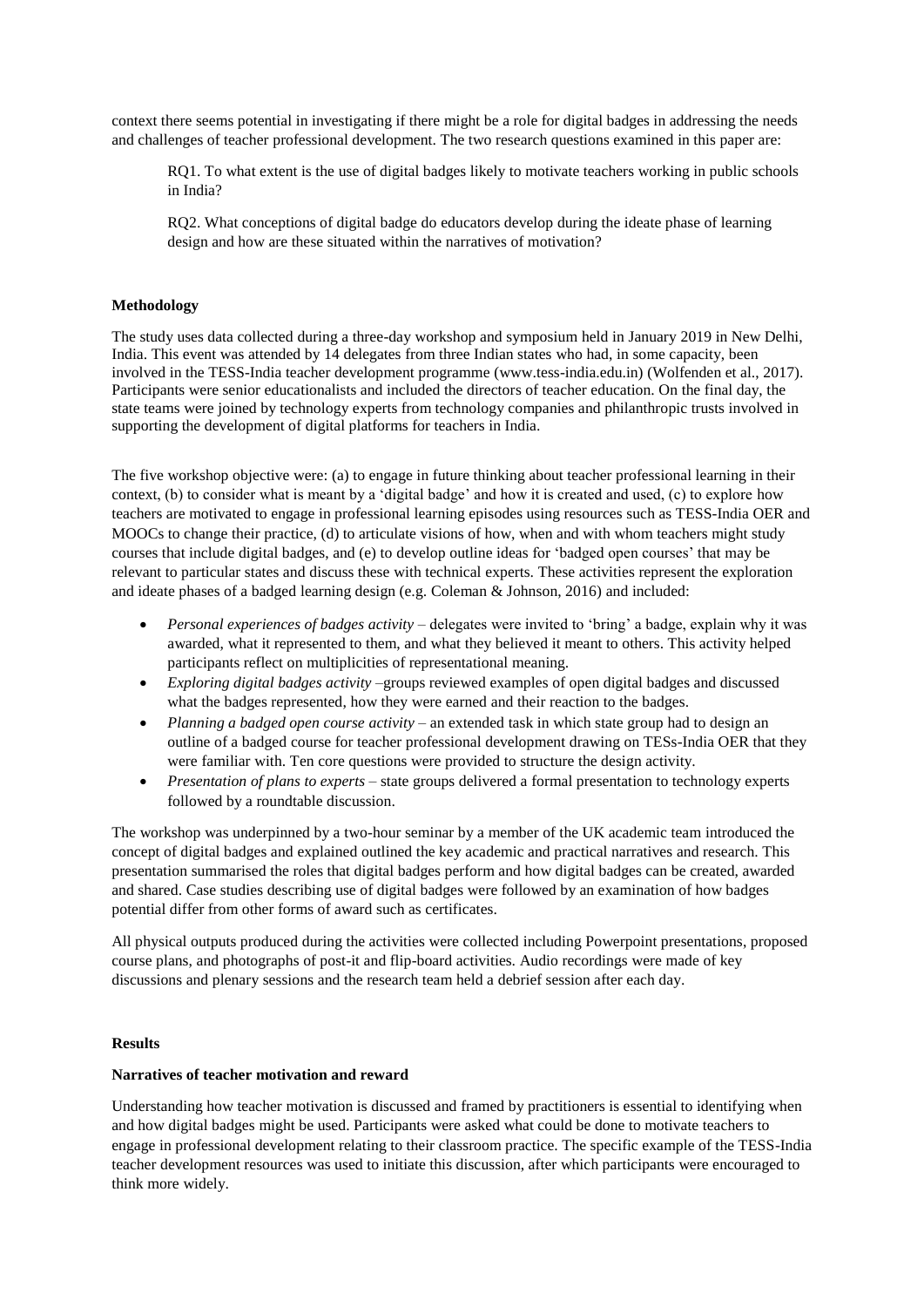context there seems potential in investigating if there might be a role for digital badges in addressing the needs and challenges of teacher professional development. The two research questions examined in this paper are:

> RQ1. To what extent is the use of digital badges likely to motivate teachers working in public schools in India?
>
> RQ2. What conceptions of digital badge do educators develop during the ideate phase of learning design and how are these situated within the narratives of motivation?

## Methodology

The study uses data collected during a three-day workshop and symposium held in January 2019 in New Delhi, India. This event was attended by 14 delegates from three Indian states who had, in some capacity, been involved in the TESS-India teacher development programme (www.tess-india.edu.in) (Wolfenden et al., 2017). Participants were senior educationalists and included the directors of teacher education. On the final day, the state teams were joined by technology experts from technology companies and philanthropic trusts involved in supporting the development of digital platforms for teachers in India.

The five workshop objective were: (a) to engage in future thinking about teacher professional learning in their context, (b) to consider what is meant by a 'digital badge' and how it is created and used, (c) to explore how teachers are motivated to engage in professional learning episodes using resources such as TESS-India OER and MOOCs to change their practice, (d) to articulate visions of how, when and with whom teachers might study courses that include digital badges, and (e) to develop outline ideas for 'badged open courses' that may be relevant to particular states and discuss these with technical experts. These activities represent the exploration and ideate phases of a badged learning design (e.g. Coleman & Johnson, 2016) and included:

- *Personal experiences of badges activity* – delegates were invited to 'bring' a badge, explain why it was awarded, what it represented to them, and what they believed it meant to others. This activity helped participants reflect on multiplicities of representational meaning.
- *Exploring digital badges activity* –groups reviewed examples of open digital badges and discussed what the badges represented, how they were earned and their reaction to the badges.
- *Planning a badged open course activity* – an extended task in which state group had to design an outline of a badged course for teacher professional development drawing on TESs-India OER that they were familiar with. Ten core questions were provided to structure the design activity.
- *Presentation of plans to experts* – state groups delivered a formal presentation to technology experts followed by a roundtable discussion.

The workshop was underpinned by a two-hour seminar by a member of the UK academic team introduced the concept of digital badges and explained outlined the key academic and practical narratives and research. This presentation summarised the roles that digital badges perform and how digital badges can be created, awarded and shared. Case studies describing use of digital badges were followed by an examination of how badges potential differ from other forms of award such as certificates.

All physical outputs produced during the activities were collected including Powerpoint presentations, proposed course plans, and photographs of post-it and flip-board activities. Audio recordings were made of key discussions and plenary sessions and the research team held a debrief session after each day.

## Results

### Narratives of teacher motivation and reward

Understanding how teacher motivation is discussed and framed by practitioners is essential to identifying when and how digital badges might be used. Participants were asked what could be done to motivate teachers to engage in professional development relating to their classroom practice. The specific example of the TESS-India teacher development resources was used to initiate this discussion, after which participants were encouraged to think more widely.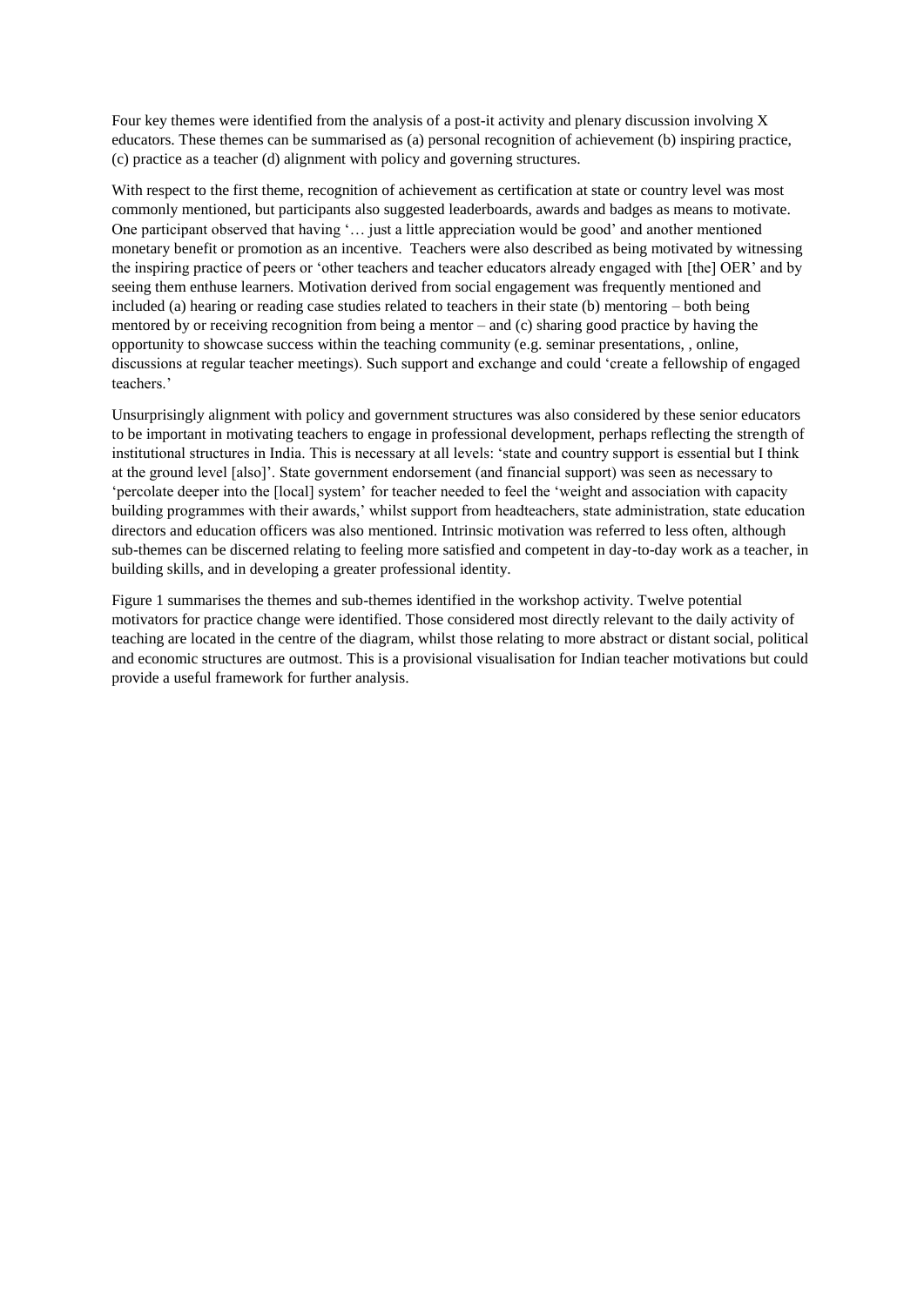Four key themes were identified from the analysis of a post-it activity and plenary discussion involving X educators. These themes can be summarised as (a) personal recognition of achievement (b) inspiring practice, (c) practice as a teacher (d) alignment with policy and governing structures.

With respect to the first theme, recognition of achievement as certification at state or country level was most commonly mentioned, but participants also suggested leaderboards, awards and badges as means to motivate. One participant observed that having '… just a little appreciation would be good' and another mentioned monetary benefit or promotion as an incentive. Teachers were also described as being motivated by witnessing the inspiring practice of peers or 'other teachers and teacher educators already engaged with [the] OER' and by seeing them enthuse learners. Motivation derived from social engagement was frequently mentioned and included (a) hearing or reading case studies related to teachers in their state (b) mentoring – both being mentored by or receiving recognition from being a mentor – and (c) sharing good practice by having the opportunity to showcase success within the teaching community (e.g. seminar presentations, , online, discussions at regular teacher meetings). Such support and exchange and could 'create a fellowship of engaged teachers.'

Unsurprisingly alignment with policy and government structures was also considered by these senior educators to be important in motivating teachers to engage in professional development, perhaps reflecting the strength of institutional structures in India. This is necessary at all levels: 'state and country support is essential but I think at the ground level [also]'. State government endorsement (and financial support) was seen as necessary to 'percolate deeper into the [local] system' for teacher needed to feel the 'weight and association with capacity building programmes with their awards,' whilst support from headteachers, state administration, state education directors and education officers was also mentioned. Intrinsic motivation was referred to less often, although sub-themes can be discerned relating to feeling more satisfied and competent in day-to-day work as a teacher, in building skills, and in developing a greater professional identity.

Figure 1 summarises the themes and sub-themes identified in the workshop activity. Twelve potential motivators for practice change were identified. Those considered most directly relevant to the daily activity of teaching are located in the centre of the diagram, whilst those relating to more abstract or distant social, political and economic structures are outmost. This is a provisional visualisation for Indian teacher motivations but could provide a useful framework for further analysis.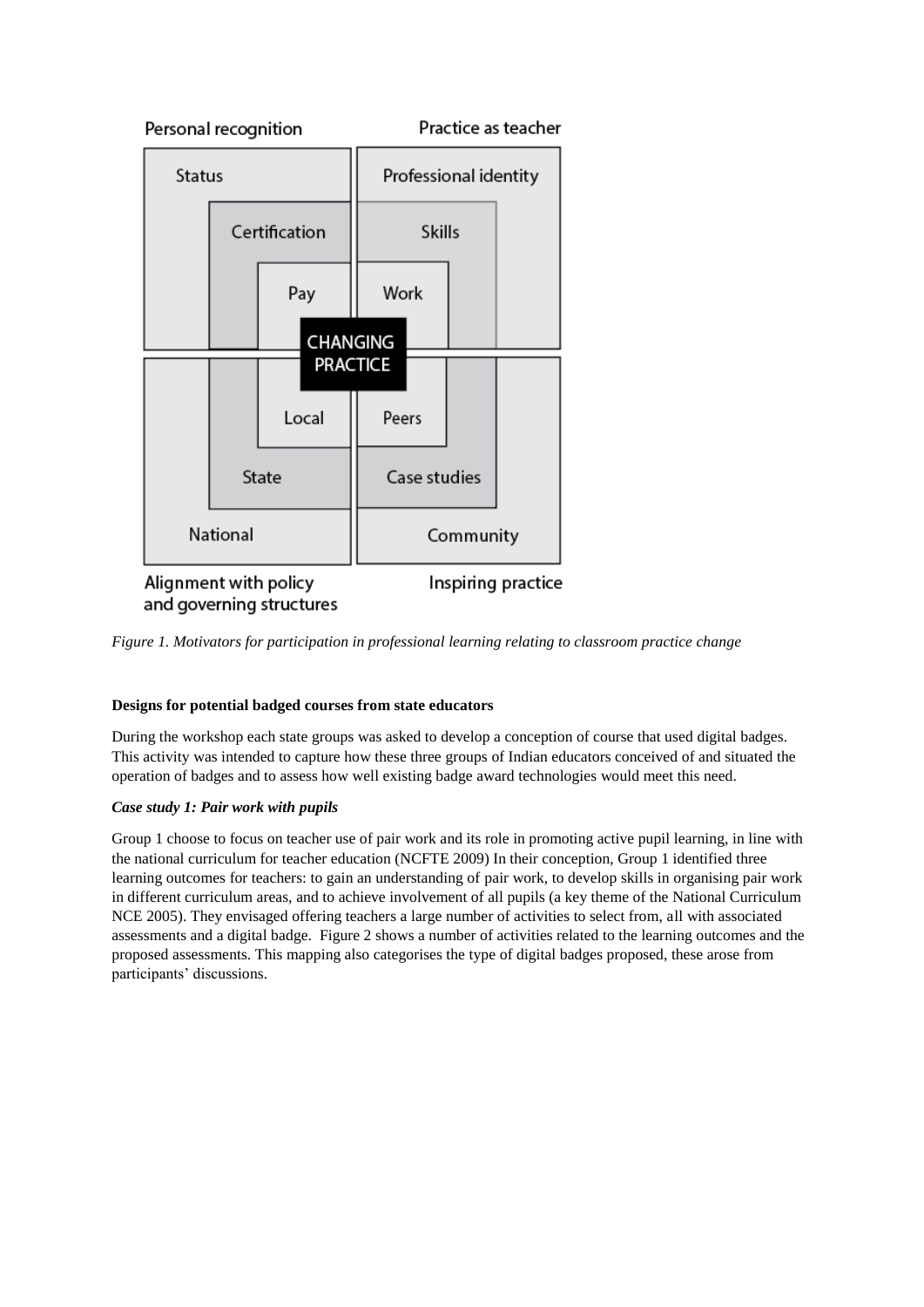*Figure 1. Motivators for participation in professional learning relating to classroom practice change*

**Designs for potential badged courses from state educators**

During the workshop each state groups was asked to develop a conception of course that used digital badges. This activity was intended to capture how these three groups of Indian educators conceived of and situated the operation of badges and to assess how well existing badge award technologies would meet this need.

***Case study 1: Pair work with pupils***

Group 1 choose to focus on teacher use of pair work and its role in promoting active pupil learning, in line with the national curriculum for teacher education (NCFTE 2009) In their conception, Group 1 identified three learning outcomes for teachers: to gain an understanding of pair work, to develop skills in organising pair work in different curriculum areas, and to achieve involvement of all pupils (a key theme of the National Curriculum NCE 2005). They envisaged offering teachers a large number of activities to select from, all with associated assessments and a digital badge. Figure 2 shows a number of activities related to the learning outcomes and the proposed assessments. This mapping also categorises the type of digital badges proposed, these arose from participants' discussions.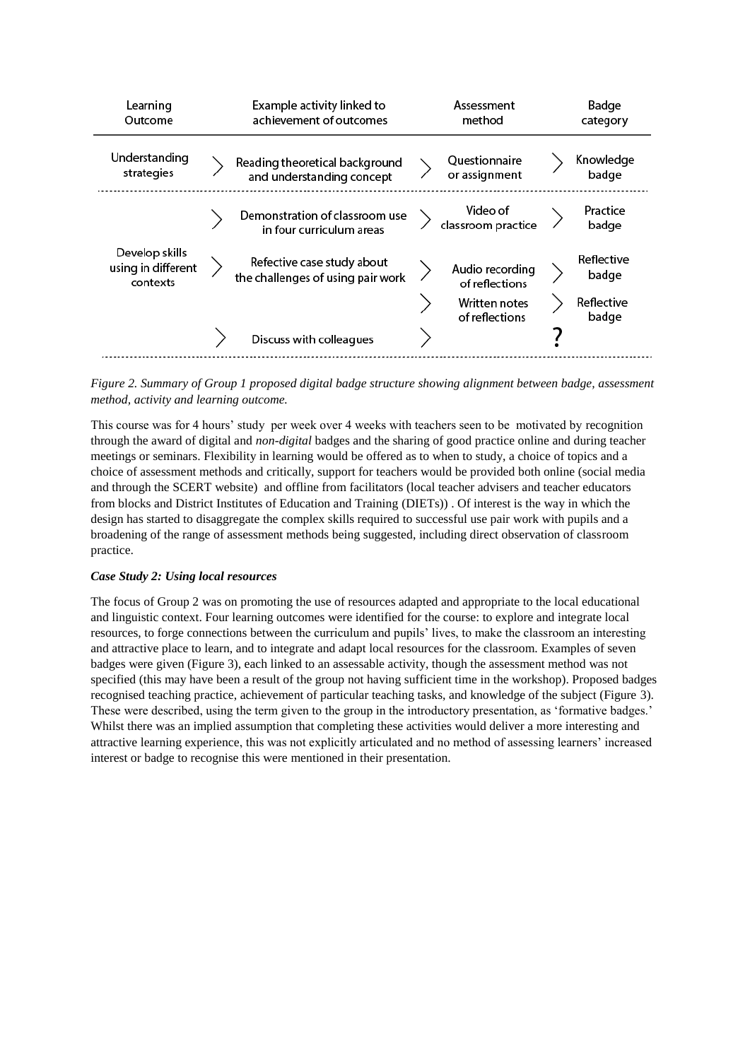| Learning Outcome | Example activity linked to achievement of outcomes | Assessment method | Badge category |
|---|---|---|---|
| Understanding strategies | Reading theoretical background and understanding concept | Questionnaire or assignment | Knowledge badge |
| Develop skills using in different contexts | Demonstration of classroom use in four curriculum areas | Video of classroom practice | Practice badge |
| | Refective case study about the challenges of using pair work | Audio recording of reflections | Reflective badge |
| | | Written notes of reflections | Reflective badge |
| | Discuss with colleagues | | ? |

*Figure 2. Summary of Group 1 proposed digital badge structure showing alignment between badge, assessment method, activity and learning outcome.*

This course was for 4 hours' study per week over 4 weeks with teachers seen to be motivated by recognition through the award of digital and *non-digital* badges and the sharing of good practice online and during teacher meetings or seminars. Flexibility in learning would be offered as to when to study, a choice of topics and a choice of assessment methods and critically, support for teachers would be provided both online (social media and through the SCERT website) and offline from facilitators (local teacher advisers and teacher educators from blocks and District Institutes of Education and Training (DIETs)) . Of interest is the way in which the design has started to disaggregate the complex skills required to successful use pair work with pupils and a broadening of the range of assessment methods being suggested, including direct observation of classroom practice.

***Case Study 2: Using local resources***

The focus of Group 2 was on promoting the use of resources adapted and appropriate to the local educational and linguistic context. Four learning outcomes were identified for the course: to explore and integrate local resources, to forge connections between the curriculum and pupils' lives, to make the classroom an interesting and attractive place to learn, and to integrate and adapt local resources for the classroom. Examples of seven badges were given (Figure 3), each linked to an assessable activity, though the assessment method was not specified (this may have been a result of the group not having sufficient time in the workshop). Proposed badges recognised teaching practice, achievement of particular teaching tasks, and knowledge of the subject (Figure 3). These were described, using the term given to the group in the introductory presentation, as 'formative badges.' Whilst there was an implied assumption that completing these activities would deliver a more interesting and attractive learning experience, this was not explicitly articulated and no method of assessing learners' increased interest or badge to recognise this were mentioned in their presentation.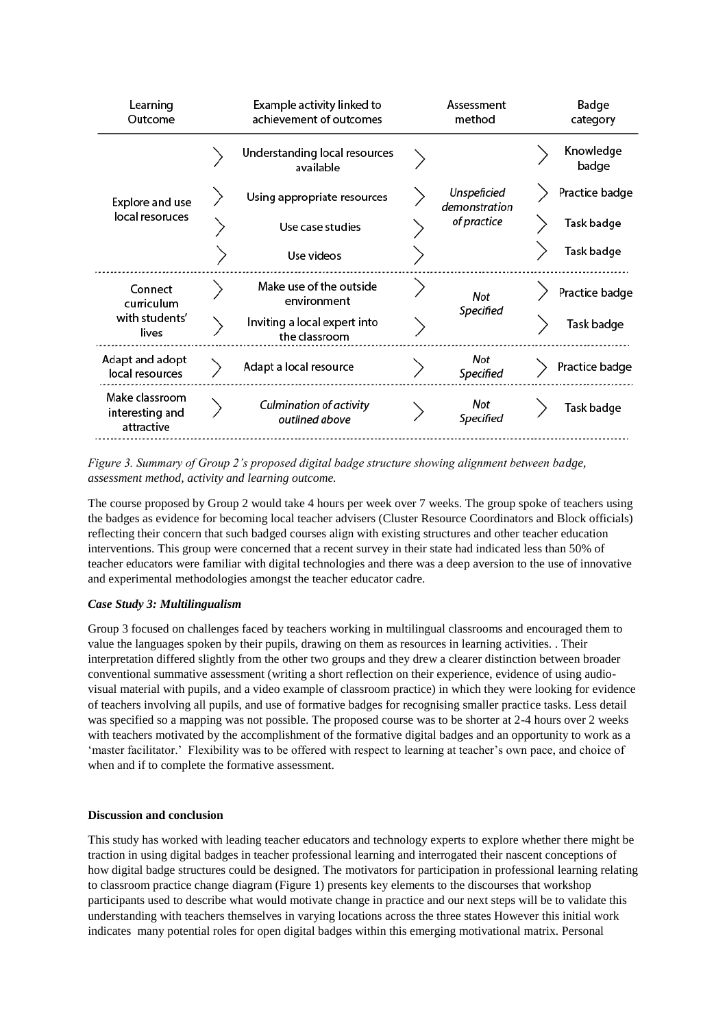| Learning Outcome | Example activity linked to achievement of outcomes | Assessment method | Badge category |
|---|---|---|---|
| Explore and use local resoruces | Understanding local resources available | *Unspeficied demonstration of practice* | Knowledge badge |
| | Using appropriate resources | | Practice badge |
| | Use case studies | | Task badge |
| | Use videos | | Task badge |
| Connect curriculum with students' lives | Make use of the outside environment | *Not Specified* | Practice badge |
| | Inviting a local expert into the classroom | | Task badge |
| Adapt and adopt local resources | Adapt a local resource | *Not Specified* | Practice badge |
| Make classroom interesting and attractive | *Culmination of activity outlined above* | *Not Specified* | Task badge |

*Figure 3. Summary of Group 2's proposed digital badge structure showing alignment between badge, assessment method, activity and learning outcome.*

The course proposed by Group 2 would take 4 hours per week over 7 weeks. The group spoke of teachers using the badges as evidence for becoming local teacher advisers (Cluster Resource Coordinators and Block officials) reflecting their concern that such badged courses align with existing structures and other teacher education interventions. This group were concerned that a recent survey in their state had indicated less than 50% of teacher educators were familiar with digital technologies and there was a deep aversion to the use of innovative and experimental methodologies amongst the teacher educator cadre.

***Case Study 3: Multilingualism***

Group 3 focused on challenges faced by teachers working in multilingual classrooms and encouraged them to value the languages spoken by their pupils, drawing on them as resources in learning activities. . Their interpretation differed slightly from the other two groups and they drew a clearer distinction between broader conventional summative assessment (writing a short reflection on their experience, evidence of using audio-visual material with pupils, and a video example of classroom practice) in which they were looking for evidence of teachers involving all pupils, and use of formative badges for recognising smaller practice tasks. Less detail was specified so a mapping was not possible. The proposed course was to be shorter at 2-4 hours over 2 weeks with teachers motivated by the accomplishment of the formative digital badges and an opportunity to work as a 'master facilitator.' Flexibility was to be offered with respect to learning at teacher's own pace, and choice of when and if to complete the formative assessment.

**Discussion and conclusion**

This study has worked with leading teacher educators and technology experts to explore whether there might be traction in using digital badges in teacher professional learning and interrogated their nascent conceptions of how digital badge structures could be designed. The motivators for participation in professional learning relating to classroom practice change diagram (Figure 1) presents key elements to the discourses that workshop participants used to describe what would motivate change in practice and our next steps will be to validate this understanding with teachers themselves in varying locations across the three states However this initial work indicates many potential roles for open digital badges within this emerging motivational matrix. Personal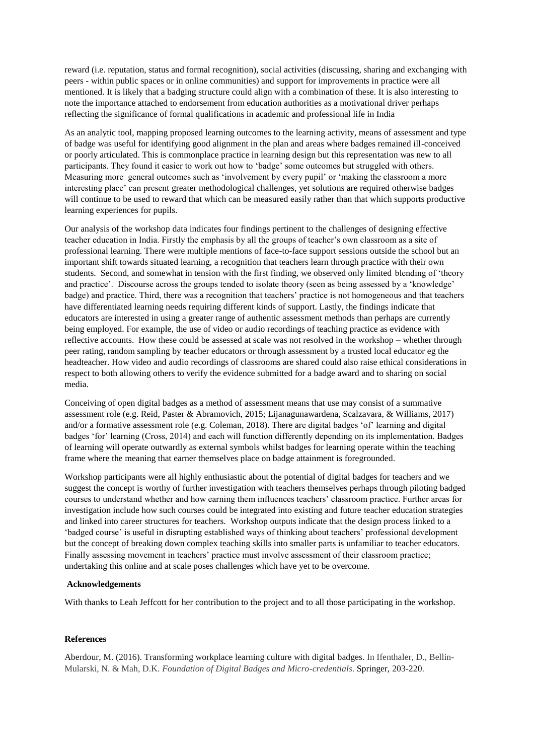reward (i.e. reputation, status and formal recognition), social activities (discussing, sharing and exchanging with peers - within public spaces or in online communities) and support for improvements in practice were all mentioned. It is likely that a badging structure could align with a combination of these. It is also interesting to note the importance attached to endorsement from education authorities as a motivational driver perhaps reflecting the significance of formal qualifications in academic and professional life in India

As an analytic tool, mapping proposed learning outcomes to the learning activity, means of assessment and type of badge was useful for identifying good alignment in the plan and areas where badges remained ill-conceived or poorly articulated. This is commonplace practice in learning design but this representation was new to all participants. They found it easier to work out how to 'badge' some outcomes but struggled with others. Measuring more general outcomes such as 'involvement by every pupil' or 'making the classroom a more interesting place' can present greater methodological challenges, yet solutions are required otherwise badges will continue to be used to reward that which can be measured easily rather than that which supports productive learning experiences for pupils.

Our analysis of the workshop data indicates four findings pertinent to the challenges of designing effective teacher education in India. Firstly the emphasis by all the groups of teacher's own classroom as a site of professional learning. There were multiple mentions of face-to-face support sessions outside the school but an important shift towards situated learning, a recognition that teachers learn through practice with their own students. Second, and somewhat in tension with the first finding, we observed only limited blending of 'theory and practice'. Discourse across the groups tended to isolate theory (seen as being assessed by a 'knowledge' badge) and practice. Third, there was a recognition that teachers' practice is not homogeneous and that teachers have differentiated learning needs requiring different kinds of support. Lastly, the findings indicate that educators are interested in using a greater range of authentic assessment methods than perhaps are currently being employed. For example, the use of video or audio recordings of teaching practice as evidence with reflective accounts. How these could be assessed at scale was not resolved in the workshop – whether through peer rating, random sampling by teacher educators or through assessment by a trusted local educator eg the headteacher. How video and audio recordings of classrooms are shared could also raise ethical considerations in respect to both allowing others to verify the evidence submitted for a badge award and to sharing on social media.

Conceiving of open digital badges as a method of assessment means that use may consist of a summative assessment role (e.g. Reid, Paster & Abramovich, 2015; Lijanagunawardena, Scalzavara, & Williams, 2017) and/or a formative assessment role (e.g. Coleman, 2018). There are digital badges 'of' learning and digital badges 'for' learning (Cross, 2014) and each will function differently depending on its implementation. Badges of learning will operate outwardly as external symbols whilst badges for learning operate within the teaching frame where the meaning that earner themselves place on badge attainment is foregrounded.

Workshop participants were all highly enthusiastic about the potential of digital badges for teachers and we suggest the concept is worthy of further investigation with teachers themselves perhaps through piloting badged courses to understand whether and how earning them influences teachers' classroom practice. Further areas for investigation include how such courses could be integrated into existing and future teacher education strategies and linked into career structures for teachers. Workshop outputs indicate that the design process linked to a 'badged course' is useful in disrupting established ways of thinking about teachers' professional development but the concept of breaking down complex teaching skills into smaller parts is unfamiliar to teacher educators. Finally assessing movement in teachers' practice must involve assessment of their classroom practice; undertaking this online and at scale poses challenges which have yet to be overcome.

**Acknowledgements**

With thanks to Leah Jeffcott for her contribution to the project and to all those participating in the workshop.

**References**

Aberdour, M. (2016). Transforming workplace learning culture with digital badges. In Ifenthaler, D., Bellin-Mularski, N. & Mah, D.K. *Foundation of Digital Badges and Micro-credentials*. Springer, 203-220.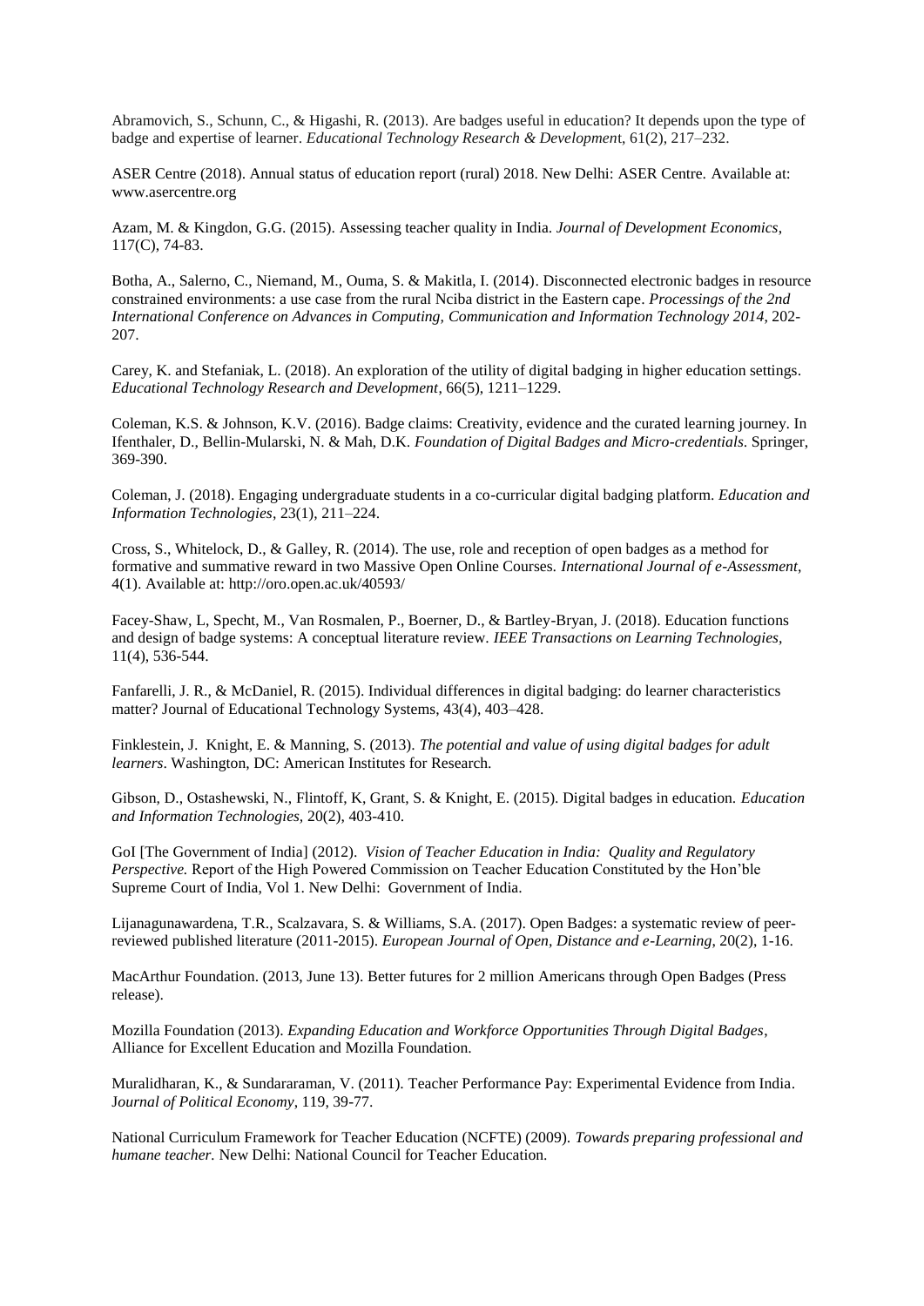Abramovich, S., Schunn, C., & Higashi, R. (2013). Are badges useful in education? It depends upon the type of badge and expertise of learner. *Educational Technology Research & Developmen*t, 61(2), 217–232.

ASER Centre (2018). Annual status of education report (rural) 2018. New Delhi: ASER Centre. Available at: www.asercentre.org

Azam, M. & Kingdon, G.G. (2015). Assessing teacher quality in India. *Journal of Development Economics*, 117(C), 74-83.

Botha, A., Salerno, C., Niemand, M., Ouma, S. & Makitla, I. (2014). Disconnected electronic badges in resource constrained environments: a use case from the rural Nciba district in the Eastern cape. *Processings of the 2nd International Conference on Advances in Computing, Communication and Information Technology 2014*, 202-207.

Carey, K. and Stefaniak, L. (2018). An exploration of the utility of digital badging in higher education settings. *Educational Technology Research and Development*, 66(5), 1211–1229.

Coleman, K.S. & Johnson, K.V. (2016). Badge claims: Creativity, evidence and the curated learning journey. In Ifenthaler, D., Bellin-Mularski, N. & Mah, D.K. *Foundation of Digital Badges and Micro-credentials*. Springer, 369-390.

Coleman, J. (2018). Engaging undergraduate students in a co-curricular digital badging platform. *Education and Information Technologies*, 23(1), 211–224.

Cross, S., Whitelock, D., & Galley, R. (2014). The use, role and reception of open badges as a method for formative and summative reward in two Massive Open Online Courses. *International Journal of e-Assessment*, 4(1). Available at: http://oro.open.ac.uk/40593/

Facey-Shaw, L, Specht, M., Van Rosmalen, P., Boerner, D., & Bartley-Bryan, J. (2018). Education functions and design of badge systems: A conceptual literature review. *IEEE Transactions on Learning Technologies*, 11(4), 536-544.

Fanfarelli, J. R., & McDaniel, R. (2015). Individual differences in digital badging: do learner characteristics matter? Journal of Educational Technology Systems, 43(4), 403–428.

Finklestein, J. Knight, E. & Manning, S. (2013). *The potential and value of using digital badges for adult learners*. Washington, DC: American Institutes for Research.

Gibson, D., Ostashewski, N., Flintoff, K, Grant, S. & Knight, E. (2015). Digital badges in education. *Education and Information Technologies*, 20(2), 403-410.

GoI [The Government of India] (2012). *Vision of Teacher Education in India: Quality and Regulatory Perspective.* Report of the High Powered Commission on Teacher Education Constituted by the Hon'ble Supreme Court of India, Vol 1. New Delhi: Government of India.

Lijanagunawardena, T.R., Scalzavara, S. & Williams, S.A. (2017). Open Badges: a systematic review of peer-reviewed published literature (2011-2015). *European Journal of Open, Distance and e-Learning*, 20(2), 1-16.

MacArthur Foundation. (2013, June 13). Better futures for 2 million Americans through Open Badges (Press release).

Mozilla Foundation (2013). *Expanding Education and Workforce Opportunities Through Digital Badges*, Alliance for Excellent Education and Mozilla Foundation.

Muralidharan, K., & Sundararaman, V. (2011). Teacher Performance Pay: Experimental Evidence from India. J*ournal of Political Economy*, 119, 39-77.

National Curriculum Framework for Teacher Education (NCFTE) (2009). *Towards preparing professional and humane teacher.* New Delhi: National Council for Teacher Education.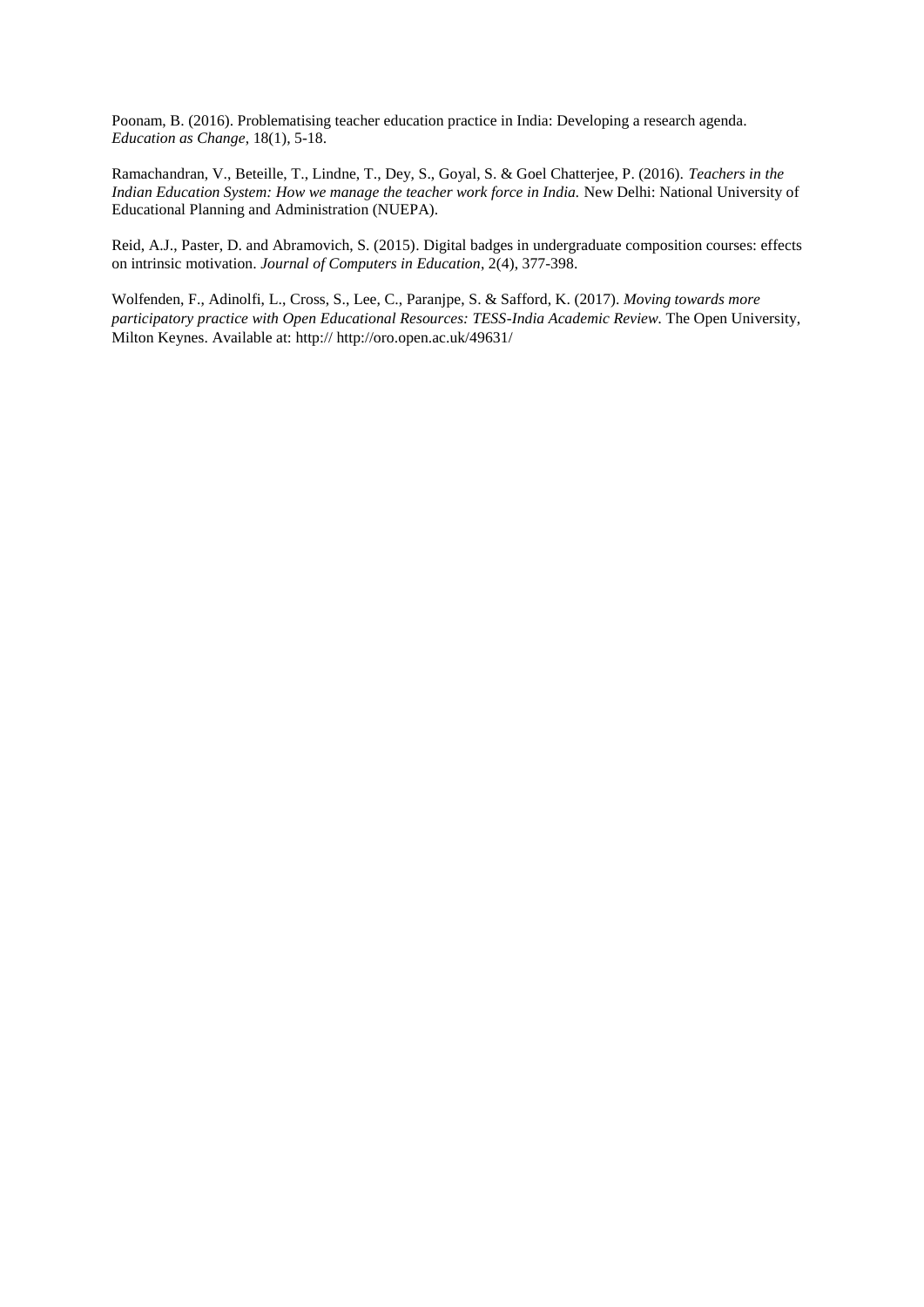Poonam, B. (2016). Problematising teacher education practice in India: Developing a research agenda. *Education as Change*, 18(1), 5-18.

Ramachandran, V., Beteille, T., Lindne, T., Dey, S., Goyal, S. & Goel Chatterjee, P. (2016). *Teachers in the Indian Education System: How we manage the teacher work force in India.* New Delhi: National University of Educational Planning and Administration (NUEPA).

Reid, A.J., Paster, D. and Abramovich, S. (2015). Digital badges in undergraduate composition courses: effects on intrinsic motivation. *Journal of Computers in Education*, 2(4), 377-398.

Wolfenden, F., Adinolfi, L., Cross, S., Lee, C., Paranjpe, S. & Safford, K. (2017). *Moving towards more participatory practice with Open Educational Resources: TESS-India Academic Review.* The Open University, Milton Keynes. Available at: http:// http://oro.open.ac.uk/49631/